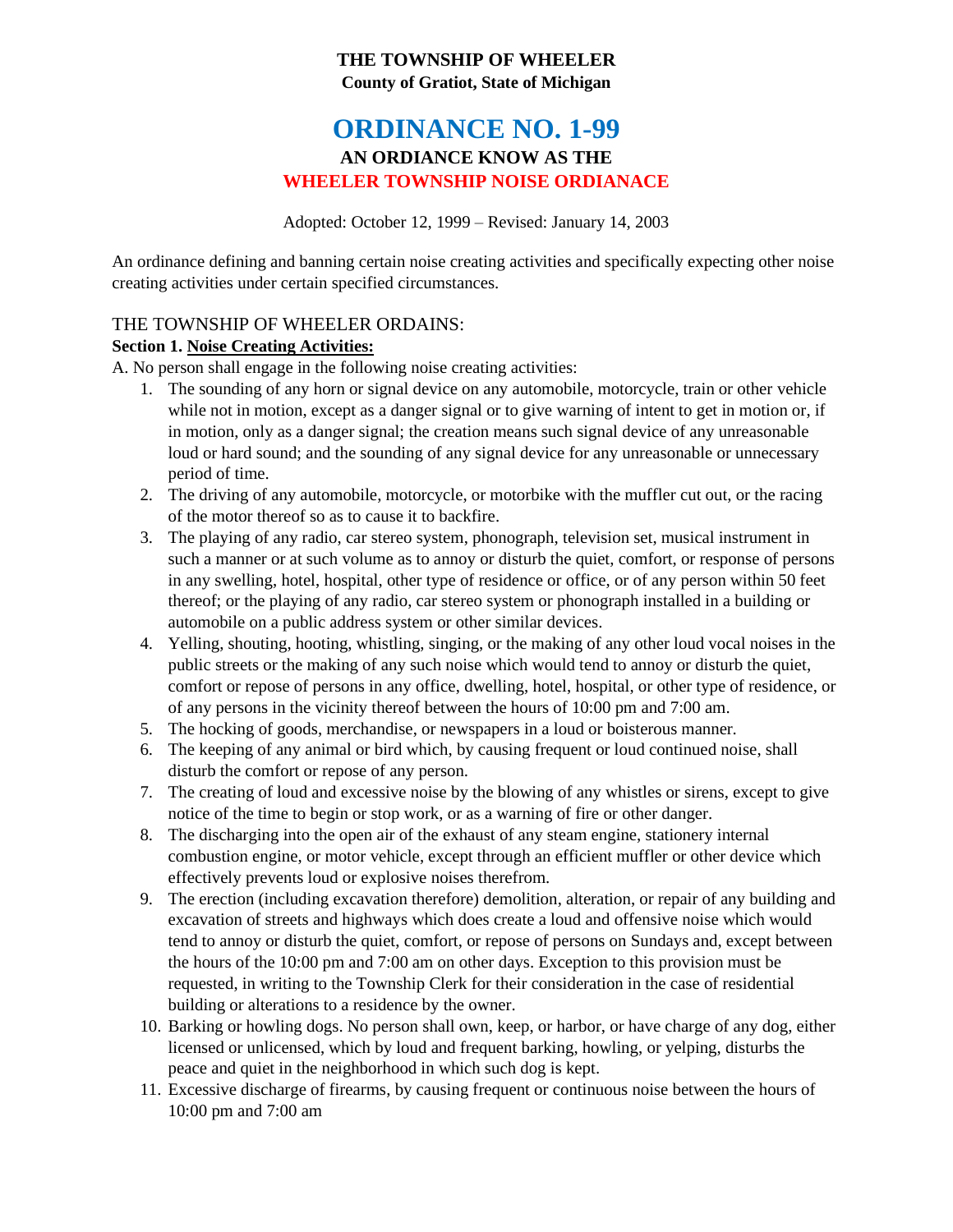# THE TOWNSHIP OF WHEELER

**County of Gratiot, State of Michigan**

# ORDINANCE NO. 1-99

## AN ORDIANCE KNOW AS THE

## WHEELER TOWNSHIP NOISE ORDIANACE

Adopted: October 12, 1999 – Revised: January 14, 2003

An ordinance defining and banning certain noise creating activities and specifically expecting other noise creating activities under certain specified circumstances.

THE TOWNSHIP OF WHEELER ORDAINS:

**Section 1. Noise Creating Activities:**

A. No person shall engage in the following noise creating activities:

1. The sounding of any horn or signal device on any automobile, motorcycle, train or other vehicle while not in motion, except as a danger signal or to give warning of intent to get in motion or, if in motion, only as a danger signal; the creation means such signal device of any unreasonable loud or hard sound; and the sounding of any signal device for any unreasonable or unnecessary period of time.
2. The driving of any automobile, motorcycle, or motorbike with the muffler cut out, or the racing of the motor thereof so as to cause it to backfire.
3. The playing of any radio, car stereo system, phonograph, television set, musical instrument in such a manner or at such volume as to annoy or disturb the quiet, comfort, or response of persons in any swelling, hotel, hospital, other type of residence or office, or of any person within 50 feet thereof; or the playing of any radio, car stereo system or phonograph installed in a building or automobile on a public address system or other similar devices.
4. Yelling, shouting, hooting, whistling, singing, or the making of any other loud vocal noises in the public streets or the making of any such noise which would tend to annoy or disturb the quiet, comfort or repose of persons in any office, dwelling, hotel, hospital, or other type of residence, or of any persons in the vicinity thereof between the hours of 10:00 pm and 7:00 am.
5. The hocking of goods, merchandise, or newspapers in a loud or boisterous manner.
6. The keeping of any animal or bird which, by causing frequent or loud continued noise, shall disturb the comfort or repose of any person.
7. The creating of loud and excessive noise by the blowing of any whistles or sirens, except to give notice of the time to begin or stop work, or as a warning of fire or other danger.
8. The discharging into the open air of the exhaust of any steam engine, stationery internal combustion engine, or motor vehicle, except through an efficient muffler or other device which effectively prevents loud or explosive noises therefrom.
9. The erection (including excavation therefore) demolition, alteration, or repair of any building and excavation of streets and highways which does create a loud and offensive noise which would tend to annoy or disturb the quiet, comfort, or repose of persons on Sundays and, except between the hours of the 10:00 pm and 7:00 am on other days. Exception to this provision must be requested, in writing to the Township Clerk for their consideration in the case of residential building or alterations to a residence by the owner.
10. Barking or howling dogs. No person shall own, keep, or harbor, or have charge of any dog, either licensed or unlicensed, which by loud and frequent barking, howling, or yelping, disturbs the peace and quiet in the neighborhood in which such dog is kept.
11. Excessive discharge of firearms, by causing frequent or continuous noise between the hours of 10:00 pm and 7:00 am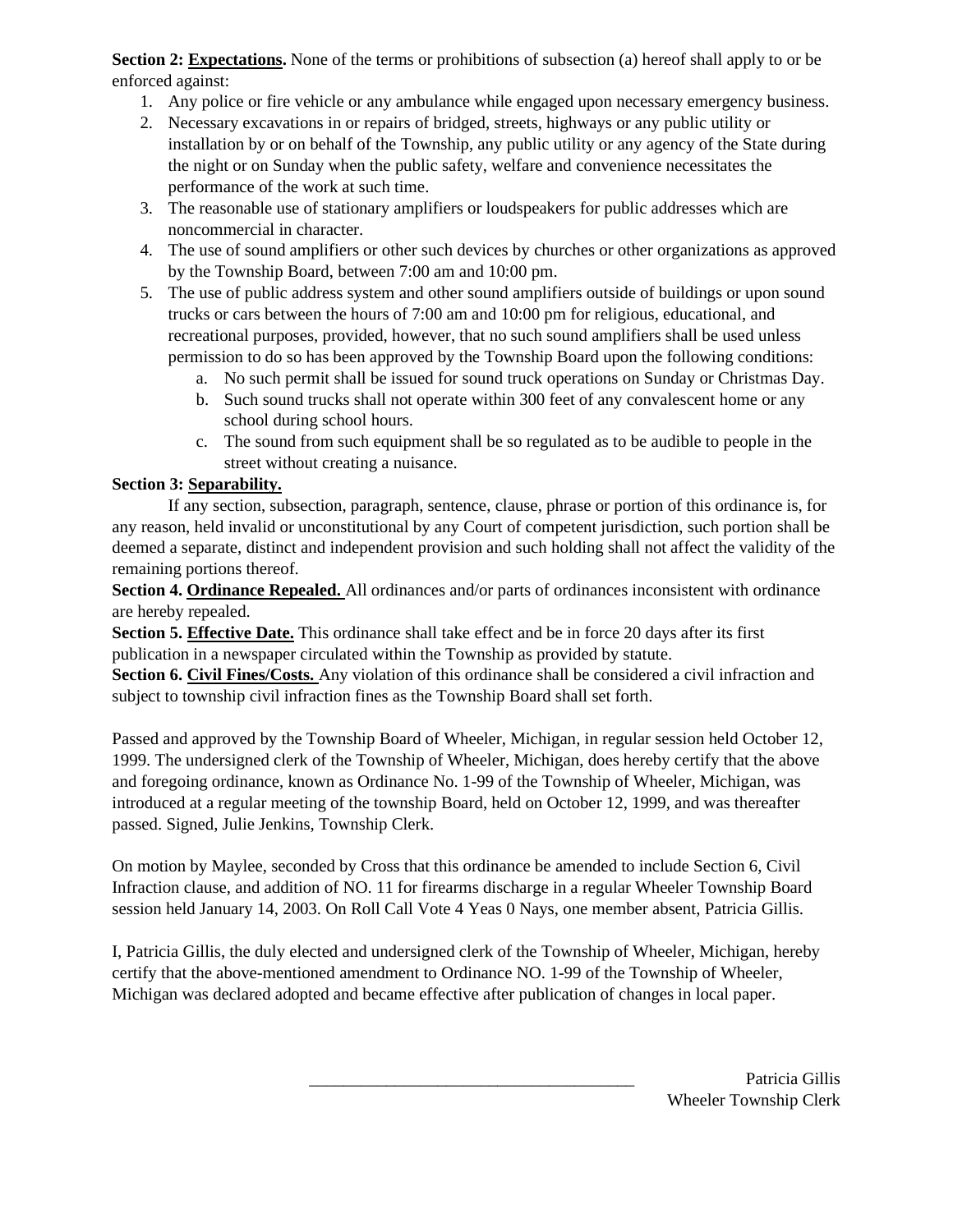**Section 2: Expectations.** None of the terms or prohibitions of subsection (a) hereof shall apply to or be enforced against:

1. Any police or fire vehicle or any ambulance while engaged upon necessary emergency business.
2. Necessary excavations in or repairs of bridged, streets, highways or any public utility or installation by or on behalf of the Township, any public utility or any agency of the State during the night or on Sunday when the public safety, welfare and convenience necessitates the performance of the work at such time.
3. The reasonable use of stationary amplifiers or loudspeakers for public addresses which are noncommercial in character.
4. The use of sound amplifiers or other such devices by churches or other organizations as approved by the Township Board, between 7:00 am and 10:00 pm.
5. The use of public address system and other sound amplifiers outside of buildings or upon sound trucks or cars between the hours of 7:00 am and 10:00 pm for religious, educational, and recreational purposes, provided, however, that no such sound amplifiers shall be used unless permission to do so has been approved by the Township Board upon the following conditions:
   a. No such permit shall be issued for sound truck operations on Sunday or Christmas Day.
   b. Such sound trucks shall not operate within 300 feet of any convalescent home or any school during school hours.
   c. The sound from such equipment shall be so regulated as to be audible to people in the street without creating a nuisance.

**Section 3: Separability.**

If any section, subsection, paragraph, sentence, clause, phrase or portion of this ordinance is, for any reason, held invalid or unconstitutional by any Court of competent jurisdiction, such portion shall be deemed a separate, distinct and independent provision and such holding shall not affect the validity of the remaining portions thereof.

**Section 4. Ordinance Repealed.** All ordinances and/or parts of ordinances inconsistent with ordinance are hereby repealed.

**Section 5. Effective Date.** This ordinance shall take effect and be in force 20 days after its first publication in a newspaper circulated within the Township as provided by statute.

**Section 6. Civil Fines/Costs.** Any violation of this ordinance shall be considered a civil infraction and subject to township civil infraction fines as the Township Board shall set forth.

Passed and approved by the Township Board of Wheeler, Michigan, in regular session held October 12, 1999. The undersigned clerk of the Township of Wheeler, Michigan, does hereby certify that the above and foregoing ordinance, known as Ordinance No. 1-99 of the Township of Wheeler, Michigan, was introduced at a regular meeting of the township Board, held on October 12, 1999, and was thereafter passed. Signed, Julie Jenkins, Township Clerk.

On motion by Maylee, seconded by Cross that this ordinance be amended to include Section 6, Civil Infraction clause, and addition of NO. 11 for firearms discharge in a regular Wheeler Township Board session held January 14, 2003. On Roll Call Vote 4 Yeas 0 Nays, one member absent, Patricia Gillis.

I, Patricia Gillis, the duly elected and undersigned clerk of the Township of Wheeler, Michigan, hereby certify that the above-mentioned amendment to Ordinance NO. 1-99 of the Township of Wheeler, Michigan was declared adopted and became effective after publication of changes in local paper.

\_\_\_\_\_\_\_\_\_\_\_\_\_\_\_\_\_\_\_\_\_\_\_\_\_\_\_\_\_\_\_\_\_\_\_\_\_\_\_\_ Patricia Gillis
Wheeler Township Clerk